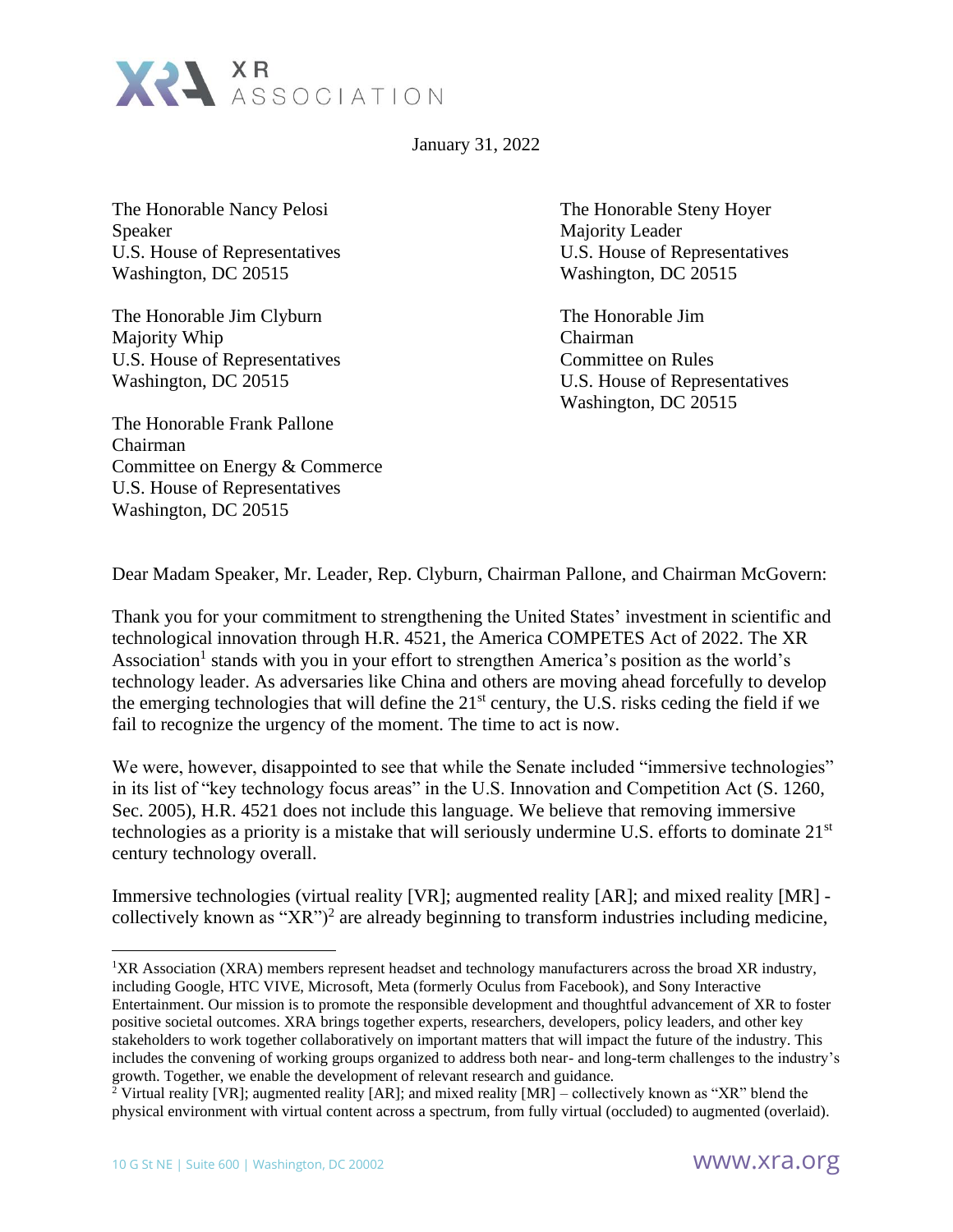XR ASSOCIATION

January 31, 2022

The Honorable Nancy Pelosi
Speaker
U.S. House of Representatives
Washington, DC 20515

The Honorable Steny Hoyer
Majority Leader
U.S. House of Representatives
Washington, DC 20515

The Honorable Jim Clyburn
Majority Whip
U.S. House of Representatives
Washington, DC 20515

The Honorable Jim
Chairman
Committee on Rules
U.S. House of Representatives
Washington, DC 20515

The Honorable Frank Pallone
Chairman
Committee on Energy & Commerce
U.S. House of Representatives
Washington, DC 20515

Dear Madam Speaker, Mr. Leader, Rep. Clyburn, Chairman Pallone, and Chairman McGovern:

Thank you for your commitment to strengthening the United States' investment in scientific and technological innovation through H.R. 4521, the America COMPETES Act of 2022. The XR Association[1] stands with you in your effort to strengthen America's position as the world's technology leader. As adversaries like China and others are moving ahead forcefully to develop the emerging technologies that will define the 21st century, the U.S. risks ceding the field if we fail to recognize the urgency of the moment. The time to act is now.

We were, however, disappointed to see that while the Senate included "immersive technologies" in its list of "key technology focus areas" in the U.S. Innovation and Competition Act (S. 1260, Sec. 2005), H.R. 4521 does not include this language. We believe that removing immersive technologies as a priority is a mistake that will seriously undermine U.S. efforts to dominate 21st century technology overall.

Immersive technologies (virtual reality [VR]; augmented reality [AR]; and mixed reality [MR] - collectively known as "XR")[2] are already beginning to transform industries including medicine,

[1] XR Association (XRA) members represent headset and technology manufacturers across the broad XR industry, including Google, HTC VIVE, Microsoft, Meta (formerly Oculus from Facebook), and Sony Interactive Entertainment. Our mission is to promote the responsible development and thoughtful advancement of XR to foster positive societal outcomes. XRA brings together experts, researchers, developers, policy leaders, and other key stakeholders to work together collaboratively on important matters that will impact the future of the industry. This includes the convening of working groups organized to address both near- and long-term challenges to the industry's growth. Together, we enable the development of relevant research and guidance.

[2] Virtual reality [VR]; augmented reality [AR]; and mixed reality [MR] – collectively known as "XR" blend the physical environment with virtual content across a spectrum, from fully virtual (occluded) to augmented (overlaid).

10 G St NE | Suite 600 | Washington, DC 20002 www.xra.org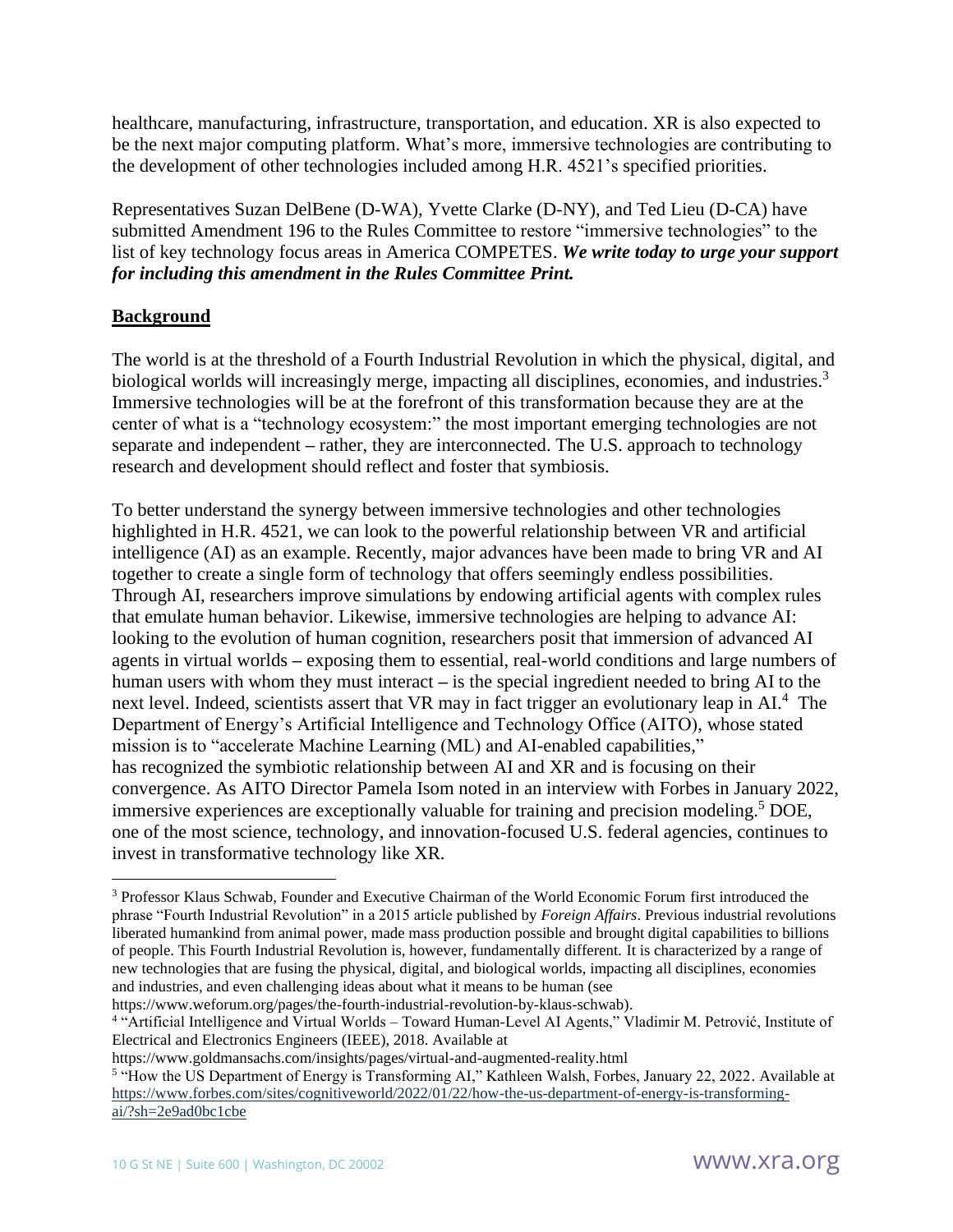healthcare, manufacturing, infrastructure, transportation, and education. XR is also expected to be the next major computing platform. What's more, immersive technologies are contributing to the development of other technologies included among H.R. 4521's specified priorities.

Representatives Suzan DelBene (D-WA), Yvette Clarke (D-NY), and Ted Lieu (D-CA) have submitted Amendment 196 to the Rules Committee to restore "immersive technologies" to the list of key technology focus areas in America COMPETES. ***We write today to urge your support for including this amendment in the Rules Committee Print.***

## **Background**

The world is at the threshold of a Fourth Industrial Revolution in which the physical, digital, and biological worlds will increasingly merge, impacting all disciplines, economies, and industries.[3] Immersive technologies will be at the forefront of this transformation because they are at the center of what is a "technology ecosystem:" the most important emerging technologies are not separate and independent – rather, they are interconnected. The U.S. approach to technology research and development should reflect and foster that symbiosis.

To better understand the synergy between immersive technologies and other technologies highlighted in H.R. 4521, we can look to the powerful relationship between VR and artificial intelligence (AI) as an example. Recently, major advances have been made to bring VR and AI together to create a single form of technology that offers seemingly endless possibilities. Through AI, researchers improve simulations by endowing artificial agents with complex rules that emulate human behavior. Likewise, immersive technologies are helping to advance AI: looking to the evolution of human cognition, researchers posit that immersion of advanced AI agents in virtual worlds – exposing them to essential, real-world conditions and large numbers of human users with whom they must interact – is the special ingredient needed to bring AI to the next level. Indeed, scientists assert that VR may in fact trigger an evolutionary leap in AI.[4] The Department of Energy's Artificial Intelligence and Technology Office (AITO), whose stated mission is to "accelerate Machine Learning (ML) and AI-enabled capabilities," has recognized the symbiotic relationship between AI and XR and is focusing on their convergence. As AITO Director Pamela Isom noted in an interview with Forbes in January 2022, immersive experiences are exceptionally valuable for training and precision modeling.[5] DOE, one of the most science, technology, and innovation-focused U.S. federal agencies, continues to invest in transformative technology like XR.

---

[3] Professor Klaus Schwab, Founder and Executive Chairman of the World Economic Forum first introduced the phrase "Fourth Industrial Revolution" in a 2015 article published by *Foreign Affairs*. Previous industrial revolutions liberated humankind from animal power, made mass production possible and brought digital capabilities to billions of people. This Fourth Industrial Revolution is, however, fundamentally different. It is characterized by a range of new technologies that are fusing the physical, digital, and biological worlds, impacting all disciplines, economies and industries, and even challenging ideas about what it means to be human (see https://www.weforum.org/pages/the-fourth-industrial-revolution-by-klaus-schwab).

[4] "Artificial Intelligence and Virtual Worlds – Toward Human-Level AI Agents," Vladimir M. Petrović, Institute of Electrical and Electronics Engineers (IEEE), 2018. Available at https://www.goldmansachs.com/insights/pages/virtual-and-augmented-reality.html

[5] "How the US Department of Energy is Transforming AI," Kathleen Walsh, Forbes, January 22, 2022. Available at https://www.forbes.com/sites/cognitiveworld/2022/01/22/how-the-us-department-of-energy-is-transforming-ai/?sh=2e9ad0bc1cbe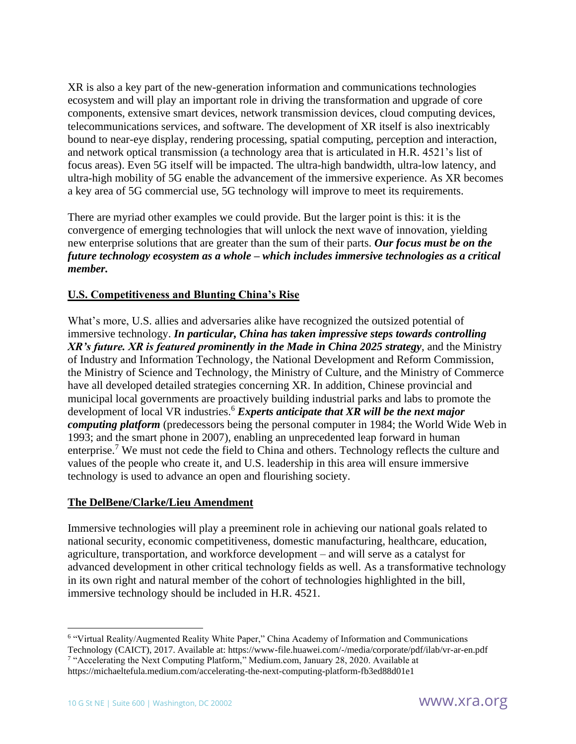XR is also a key part of the new-generation information and communications technologies ecosystem and will play an important role in driving the transformation and upgrade of core components, extensive smart devices, network transmission devices, cloud computing devices, telecommunications services, and software. The development of XR itself is also inextricably bound to near-eye display, rendering processing, spatial computing, perception and interaction, and network optical transmission (a technology area that is articulated in H.R. 4521's list of focus areas). Even 5G itself will be impacted. The ultra-high bandwidth, ultra-low latency, and ultra-high mobility of 5G enable the advancement of the immersive experience. As XR becomes a key area of 5G commercial use, 5G technology will improve to meet its requirements.

There are myriad other examples we could provide. But the larger point is this: it is the convergence of emerging technologies that will unlock the next wave of innovation, yielding new enterprise solutions that are greater than the sum of their parts. ***Our focus must be on the future technology ecosystem as a whole – which includes immersive technologies as a critical member.***

## U.S. Competitiveness and Blunting China's Rise

What's more, U.S. allies and adversaries alike have recognized the outsized potential of immersive technology. ***In particular, China has taken impressive steps towards controlling XR's future. XR is featured prominently in the Made in China 2025 strategy***, and the Ministry of Industry and Information Technology, the National Development and Reform Commission, the Ministry of Science and Technology, the Ministry of Culture, and the Ministry of Commerce have all developed detailed strategies concerning XR. In addition, Chinese provincial and municipal local governments are proactively building industrial parks and labs to promote the development of local VR industries.[6] ***Experts anticipate that XR will be the next major computing platform*** (predecessors being the personal computer in 1984; the World Wide Web in 1993; and the smart phone in 2007), enabling an unprecedented leap forward in human enterprise.[7] We must not cede the field to China and others. Technology reflects the culture and values of the people who create it, and U.S. leadership in this area will ensure immersive technology is used to advance an open and flourishing society.

## The DelBene/Clarke/Lieu Amendment

Immersive technologies will play a preeminent role in achieving our national goals related to national security, economic competitiveness, domestic manufacturing, healthcare, education, agriculture, transportation, and workforce development – and will serve as a catalyst for advanced development in other critical technology fields as well. As a transformative technology in its own right and natural member of the cohort of technologies highlighted in the bill, immersive technology should be included in H.R. 4521.

---

[6] "Virtual Reality/Augmented Reality White Paper," China Academy of Information and Communications Technology (CAICT), 2017. Available at: https://www-file.huawei.com/-/media/corporate/pdf/ilab/vr-ar-en.pdf

[7] "Accelerating the Next Computing Platform," Medium.com, January 28, 2020. Available at https://michaeltefula.medium.com/accelerating-the-next-computing-platform-fb3ed88d01e1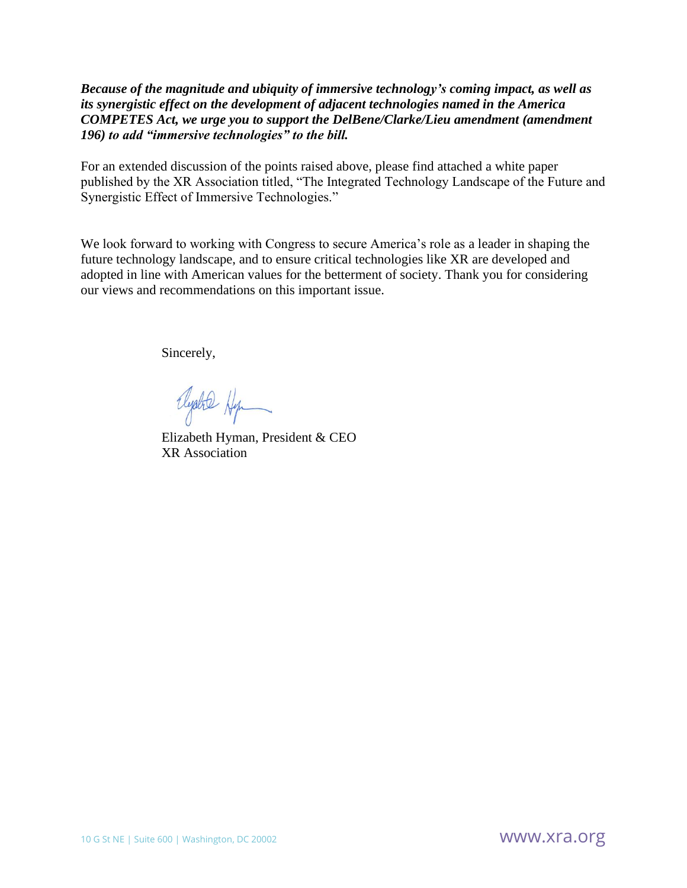***Because of the magnitude and ubiquity of immersive technology's coming impact, as well as its synergistic effect on the development of adjacent technologies named in the America COMPETES Act, we urge you to support the DelBene/Clarke/Lieu amendment (amendment 196) to add "immersive technologies" to the bill.***

For an extended discussion of the points raised above, please find attached a white paper published by the XR Association titled, "The Integrated Technology Landscape of the Future and Synergistic Effect of Immersive Technologies."

We look forward to working with Congress to secure America's role as a leader in shaping the future technology landscape, and to ensure critical technologies like XR are developed and adopted in line with American values for the betterment of society. Thank you for considering our views and recommendations on this important issue.

Sincerely,

Elizabeth Hyman, President & CEO
XR Association